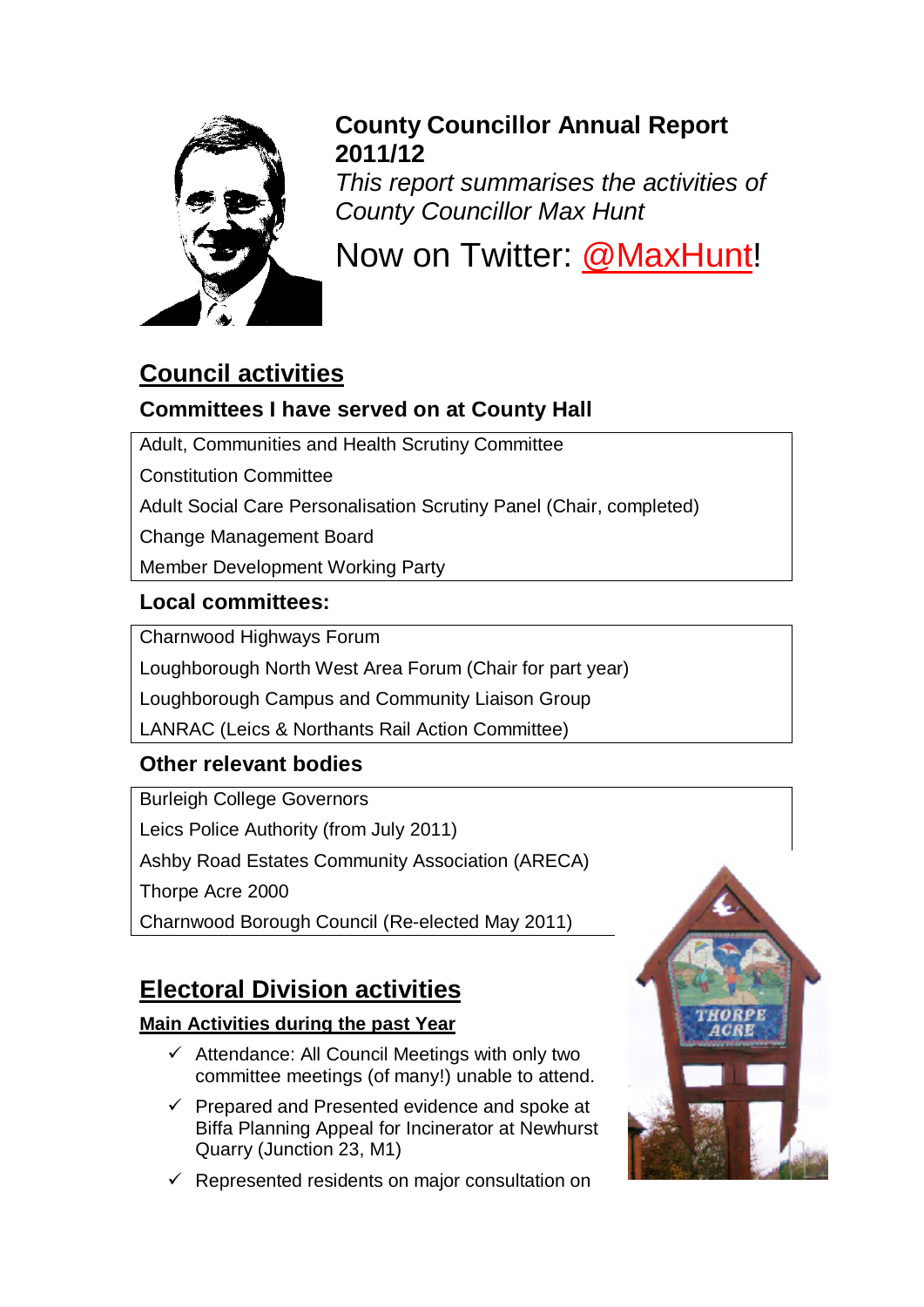# County Councillor Annual Report 2011/12

*This report summarises the activities of County Councillor Max Hunt*

Now on Twitter: @MaxHunt!

## Council activities

### Committees I have served on at County Hall

- Adult, Communities and Health Scrutiny Committee
- Constitution Committee
- Adult Social Care Personalisation Scrutiny Panel (Chair, completed)
- Change Management Board
- Member Development Working Party

### Local committees:

- Charnwood Highways Forum
- Loughborough North West Area Forum (Chair for part year)
- Loughborough Campus and Community Liaison Group
- LANRAC (Leics & Northants Rail Action Committee)

### Other relevant bodies

- Burleigh College Governors
- Leics Police Authority (from July 2011)
- Ashby Road Estates Community Association (ARECA)
- Thorpe Acre 2000
- Charnwood Borough Council (Re-elected May 2011)

## Electoral Division activities

### Main Activities during the past Year

- ✓ Attendance: All Council Meetings with only two committee meetings (of many!) unable to attend.
- ✓ Prepared and Presented evidence and spoke at Biffa Planning Appeal for Incinerator at Newhurst Quarry (Junction 23, M1)
- ✓ Represented residents on major consultation on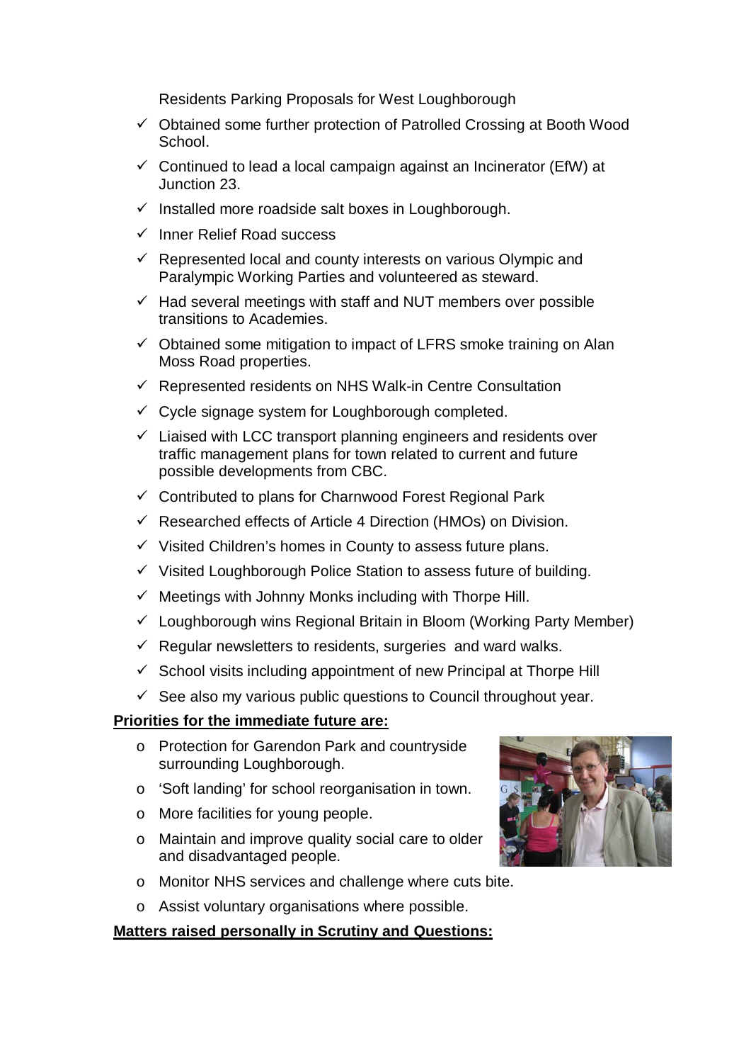Residents Parking Proposals for West Loughborough

- ✓ Obtained some further protection of Patrolled Crossing at Booth Wood School.
- ✓ Continued to lead a local campaign against an Incinerator (EfW) at Junction 23.
- ✓ Installed more roadside salt boxes in Loughborough.
- ✓ Inner Relief Road success
- ✓ Represented local and county interests on various Olympic and Paralympic Working Parties and volunteered as steward.
- ✓ Had several meetings with staff and NUT members over possible transitions to Academies.
- ✓ Obtained some mitigation to impact of LFRS smoke training on Alan Moss Road properties.
- ✓ Represented residents on NHS Walk-in Centre Consultation
- ✓ Cycle signage system for Loughborough completed.
- ✓ Liaised with LCC transport planning engineers and residents over traffic management plans for town related to current and future possible developments from CBC.
- ✓ Contributed to plans for Charnwood Forest Regional Park
- ✓ Researched effects of Article 4 Direction (HMOs) on Division.
- ✓ Visited Children's homes in County to assess future plans.
- ✓ Visited Loughborough Police Station to assess future of building.
- ✓ Meetings with Johnny Monks including with Thorpe Hill.
- ✓ Loughborough wins Regional Britain in Bloom (Working Party Member)
- ✓ Regular newsletters to residents, surgeries and ward walks.
- ✓ School visits including appointment of new Principal at Thorpe Hill
- ✓ See also my various public questions to Council throughout year.

**Priorities for the immediate future are:**

- Protection for Garendon Park and countryside surrounding Loughborough.
- 'Soft landing' for school reorganisation in town.
- More facilities for young people.
- Maintain and improve quality social care to older and disadvantaged people.
- Monitor NHS services and challenge where cuts bite.
- Assist voluntary organisations where possible.

**Matters raised personally in Scrutiny and Questions:**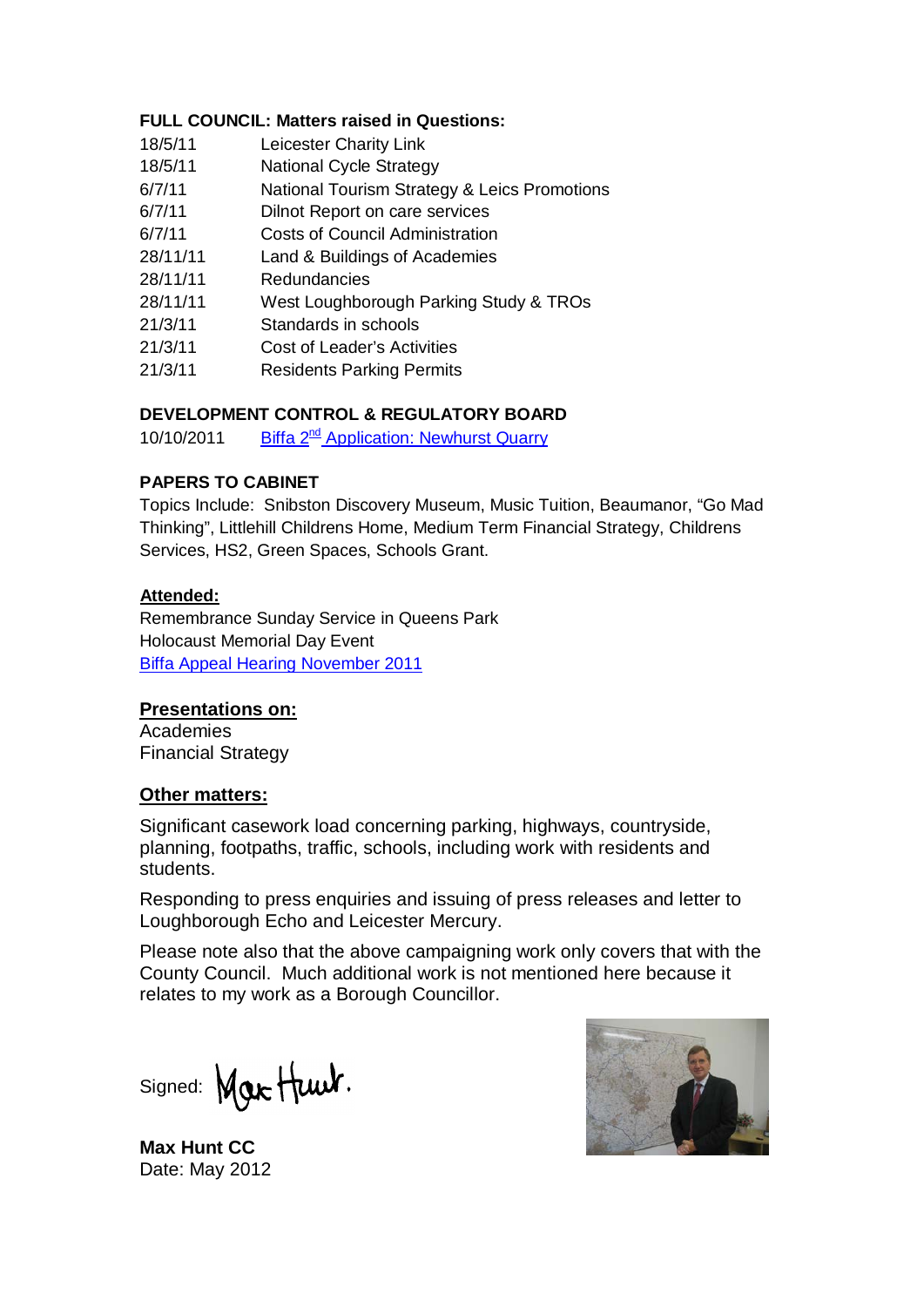**FULL COUNCIL: Matters raised in Questions:**

| | |
|---|---|
| 18/5/11 | Leicester Charity Link |
| 18/5/11 | National Cycle Strategy |
| 6/7/11 | National Tourism Strategy & Leics Promotions |
| 6/7/11 | Dilnot Report on care services |
| 6/7/11 | Costs of Council Administration |
| 28/11/11 | Land & Buildings of Academies |
| 28/11/11 | Redundancies |
| 28/11/11 | West Loughborough Parking Study & TROs |
| 21/3/11 | Standards in schools |
| 21/3/11 | Cost of Leader's Activities |
| 21/3/11 | Residents Parking Permits |

**DEVELOPMENT CONTROL & REGULATORY BOARD**

10/10/2011 Biffa 2nd Application: Newhurst Quarry

**PAPERS TO CABINET**

Topics Include: Snibston Discovery Museum, Music Tuition, Beaumanor, "Go Mad Thinking", Littlehill Childrens Home, Medium Term Financial Strategy, Childrens Services, HS2, Green Spaces, Schools Grant.

**Attended:**

Remembrance Sunday Service in Queens Park
Holocaust Memorial Day Event
Biffa Appeal Hearing November 2011

**Presentations on:**

Academies
Financial Strategy

**Other matters:**

Significant casework load concerning parking, highways, countryside, planning, footpaths, traffic, schools, including work with residents and students.

Responding to press enquiries and issuing of press releases and letter to Loughborough Echo and Leicester Mercury.

Please note also that the above campaigning work only covers that with the County Council. Much additional work is not mentioned here because it relates to my work as a Borough Councillor.

Signed: Max Hunt.

**Max Hunt CC**
Date: May 2012